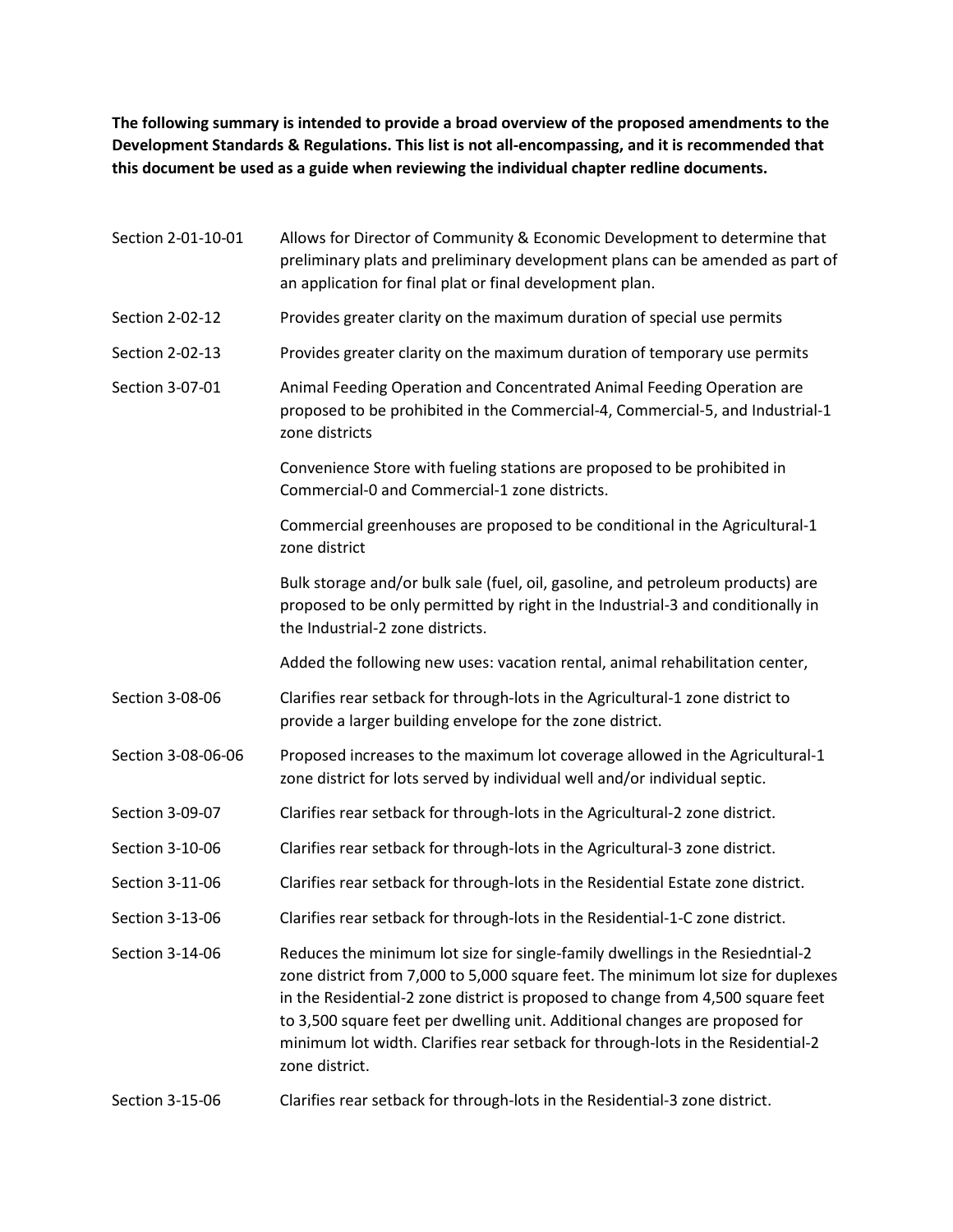**The following summary is intended to provide a broad overview of the proposed amendments to the Development Standards & Regulations. This list is not all-encompassing, and it is recommended that this document be used as a guide when reviewing the individual chapter redline documents.**

| | |
|---|---|
| Section 2-01-10-01 | Allows for Director of Community & Economic Development to determine that preliminary plats and preliminary development plans can be amended as part of an application for final plat or final development plan. |
| Section 2-02-12 | Provides greater clarity on the maximum duration of special use permits |
| Section 2-02-13 | Provides greater clarity on the maximum duration of temporary use permits |
| Section 3-07-01 | Animal Feeding Operation and Concentrated Animal Feeding Operation are proposed to be prohibited in the Commercial-4, Commercial-5, and Industrial-1 zone districts<br><br>Convenience Store with fueling stations are proposed to be prohibited in Commercial-0 and Commercial-1 zone districts.<br><br>Commercial greenhouses are proposed to be conditional in the Agricultural-1 zone district<br><br>Bulk storage and/or bulk sale (fuel, oil, gasoline, and petroleum products) are proposed to be only permitted by right in the Industrial-3 and conditionally in the Industrial-2 zone districts.<br><br>Added the following new uses: vacation rental, animal rehabilitation center, |
| Section 3-08-06 | Clarifies rear setback for through-lots in the Agricultural-1 zone district to provide a larger building envelope for the zone district. |
| Section 3-08-06-06 | Proposed increases to the maximum lot coverage allowed in the Agricultural-1 zone district for lots served by individual well and/or individual septic. |
| Section 3-09-07 | Clarifies rear setback for through-lots in the Agricultural-2 zone district. |
| Section 3-10-06 | Clarifies rear setback for through-lots in the Agricultural-3 zone district. |
| Section 3-11-06 | Clarifies rear setback for through-lots in the Residential Estate zone district. |
| Section 3-13-06 | Clarifies rear setback for through-lots in the Residential-1-C zone district. |
| Section 3-14-06 | Reduces the minimum lot size for single-family dwellings in the Resiedntial-2 zone district from 7,000 to 5,000 square feet. The minimum lot size for duplexes in the Residential-2 zone district is proposed to change from 4,500 square feet to 3,500 square feet per dwelling unit. Additional changes are proposed for minimum lot width. Clarifies rear setback for through-lots in the Residential-2 zone district. |
| Section 3-15-06 | Clarifies rear setback for through-lots in the Residential-3 zone district. |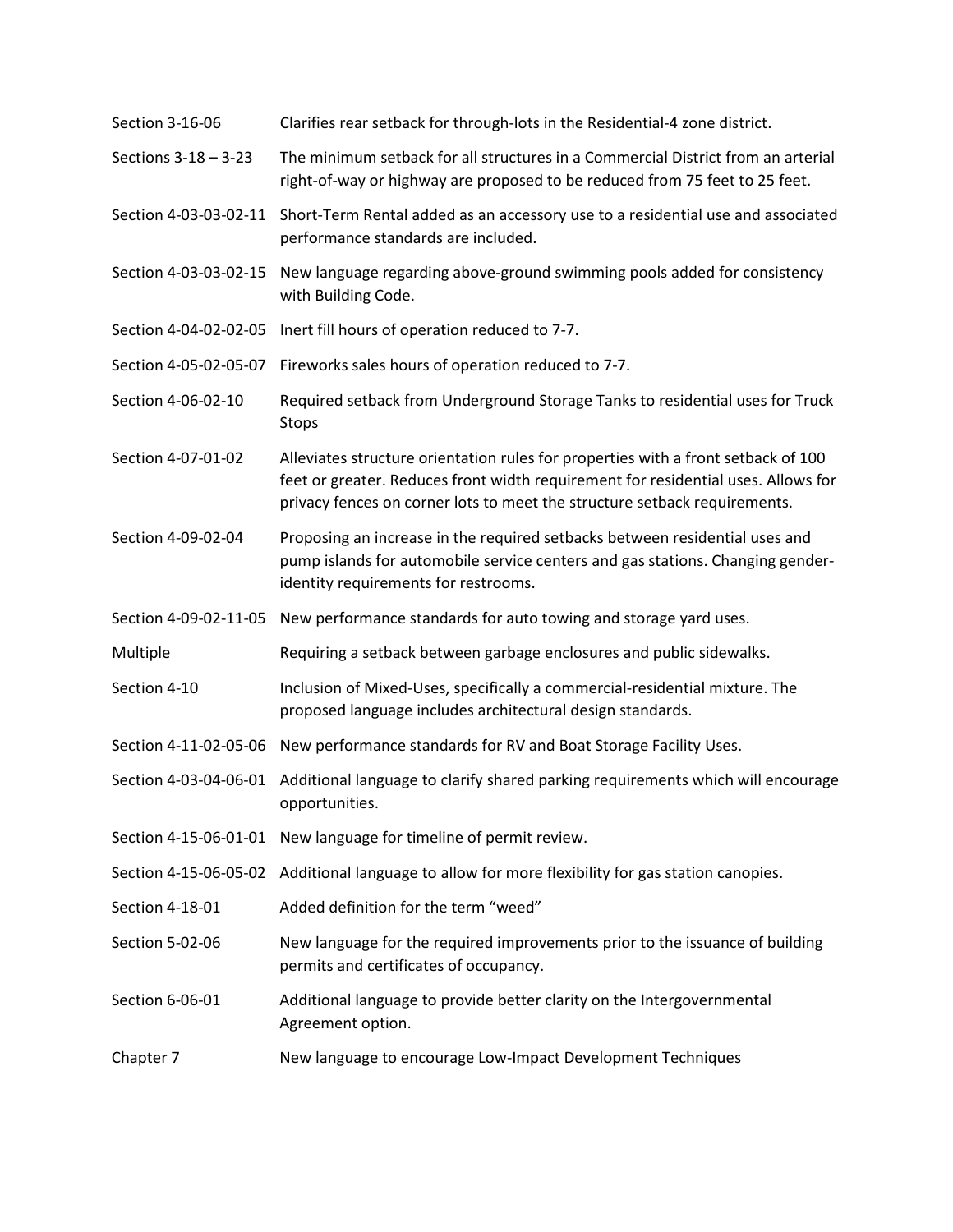| | |
|---|---|
| Section 3-16-06 | Clarifies rear setback for through-lots in the Residential-4 zone district. |
| Sections 3-18 – 3-23 | The minimum setback for all structures in a Commercial District from an arterial right-of-way or highway are proposed to be reduced from 75 feet to 25 feet. |
| Section 4-03-03-02-11 | Short-Term Rental added as an accessory use to a residential use and associated performance standards are included. |
| Section 4-03-03-02-15 | New language regarding above-ground swimming pools added for consistency with Building Code. |
| Section 4-04-02-02-05 | Inert fill hours of operation reduced to 7-7. |
| Section 4-05-02-05-07 | Fireworks sales hours of operation reduced to 7-7. |
| Section 4-06-02-10 | Required setback from Underground Storage Tanks to residential uses for Truck Stops |
| Section 4-07-01-02 | Alleviates structure orientation rules for properties with a front setback of 100 feet or greater. Reduces front width requirement for residential uses. Allows for privacy fences on corner lots to meet the structure setback requirements. |
| Section 4-09-02-04 | Proposing an increase in the required setbacks between residential uses and pump islands for automobile service centers and gas stations. Changing gender-identity requirements for restrooms. |
| Section 4-09-02-11-05 | New performance standards for auto towing and storage yard uses. |
| Multiple | Requiring a setback between garbage enclosures and public sidewalks. |
| Section 4-10 | Inclusion of Mixed-Uses, specifically a commercial-residential mixture. The proposed language includes architectural design standards. |
| Section 4-11-02-05-06 | New performance standards for RV and Boat Storage Facility Uses. |
| Section 4-03-04-06-01 | Additional language to clarify shared parking requirements which will encourage opportunities. |
| Section 4-15-06-01-01 | New language for timeline of permit review. |
| Section 4-15-06-05-02 | Additional language to allow for more flexibility for gas station canopies. |
| Section 4-18-01 | Added definition for the term "weed" |
| Section 5-02-06 | New language for the required improvements prior to the issuance of building permits and certificates of occupancy. |
| Section 6-06-01 | Additional language to provide better clarity on the Intergovernmental Agreement option. |
| Chapter 7 | New language to encourage Low-Impact Development Techniques |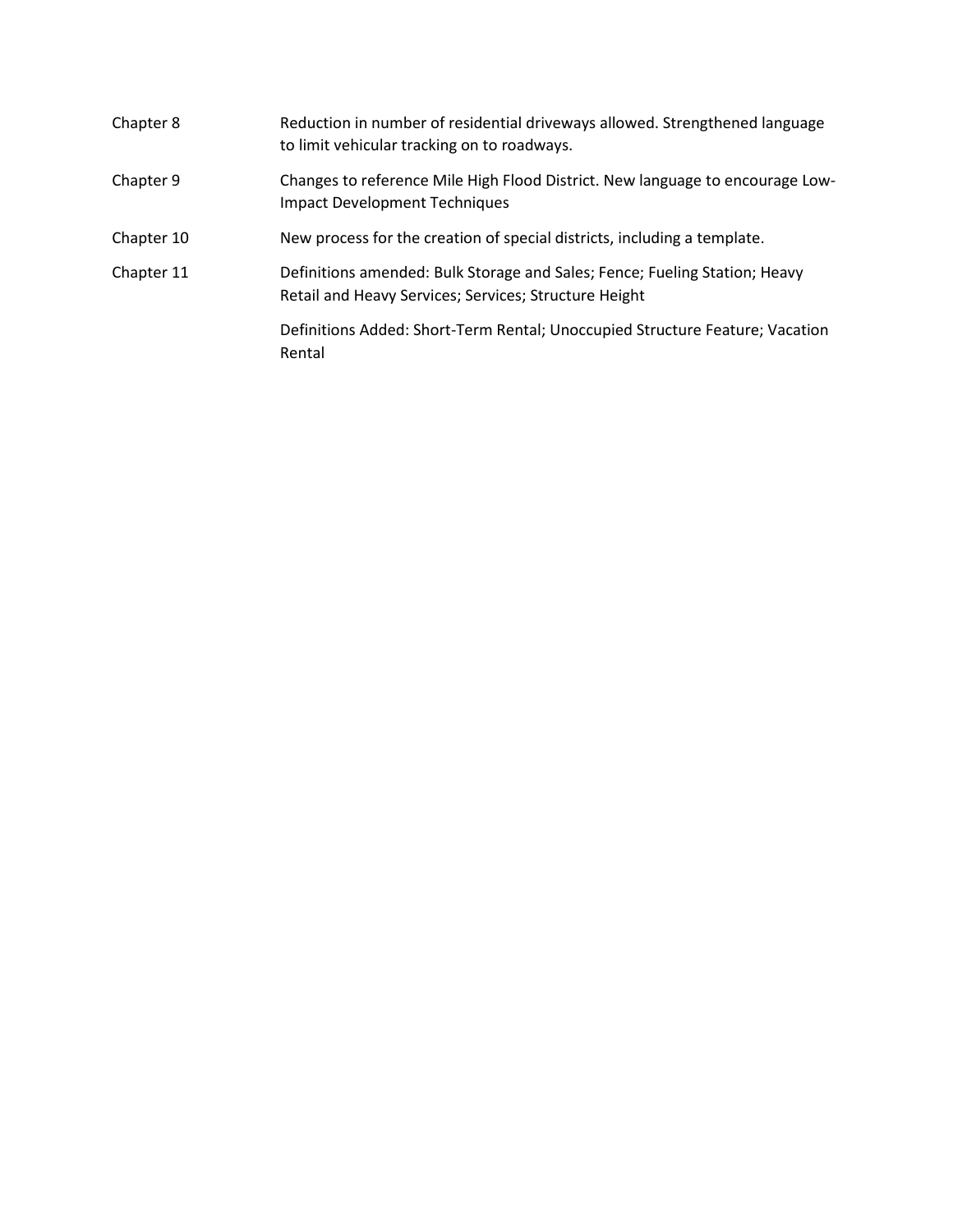| | |
|---|---|
| Chapter 8 | Reduction in number of residential driveways allowed. Strengthened language to limit vehicular tracking on to roadways. |
| Chapter 9 | Changes to reference Mile High Flood District. New language to encourage Low-Impact Development Techniques |
| Chapter 10 | New process for the creation of special districts, including a template. |
| Chapter 11 | Definitions amended: Bulk Storage and Sales; Fence; Fueling Station; Heavy Retail and Heavy Services; Services; Structure Height<br><br>Definitions Added: Short-Term Rental; Unoccupied Structure Feature; Vacation Rental |